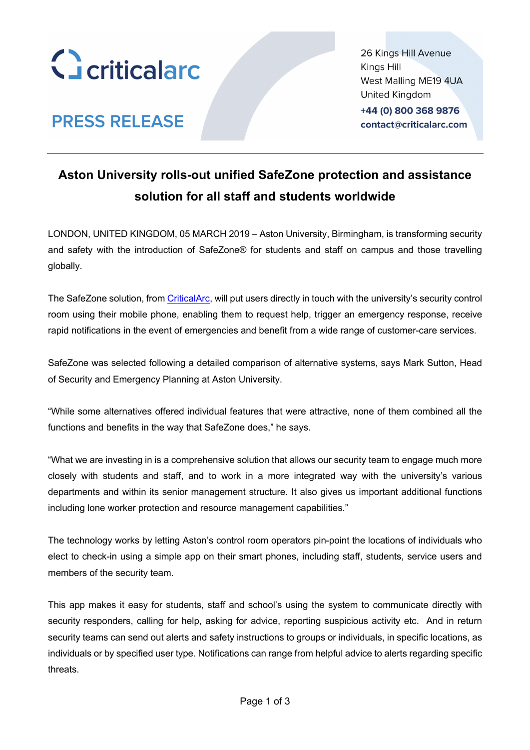criticalarc

PRESS RELEASE

26 Kings Hill Avenue
Kings Hill
West Malling ME19 4UA
United Kingdom
+44 (0) 800 368 9876
contact@criticalarc.com

# Aston University rolls-out unified SafeZone protection and assistance solution for all staff and students worldwide

LONDON, UNITED KINGDOM, 05 MARCH 2019 – Aston University, Birmingham, is transforming security and safety with the introduction of SafeZone® for students and staff on campus and those travelling globally.

The SafeZone solution, from CriticalArc, will put users directly in touch with the university's security control room using their mobile phone, enabling them to request help, trigger an emergency response, receive rapid notifications in the event of emergencies and benefit from a wide range of customer-care services.

SafeZone was selected following a detailed comparison of alternative systems, says Mark Sutton, Head of Security and Emergency Planning at Aston University.

"While some alternatives offered individual features that were attractive, none of them combined all the functions and benefits in the way that SafeZone does," he says.

"What we are investing in is a comprehensive solution that allows our security team to engage much more closely with students and staff, and to work in a more integrated way with the university's various departments and within its senior management structure. It also gives us important additional functions including lone worker protection and resource management capabilities."

The technology works by letting Aston's control room operators pin-point the locations of individuals who elect to check-in using a simple app on their smart phones, including staff, students, service users and members of the security team.

This app makes it easy for students, staff and school's using the system to communicate directly with security responders, calling for help, asking for advice, reporting suspicious activity etc. And in return security teams can send out alerts and safety instructions to groups or individuals, in specific locations, as individuals or by specified user type. Notifications can range from helpful advice to alerts regarding specific threats.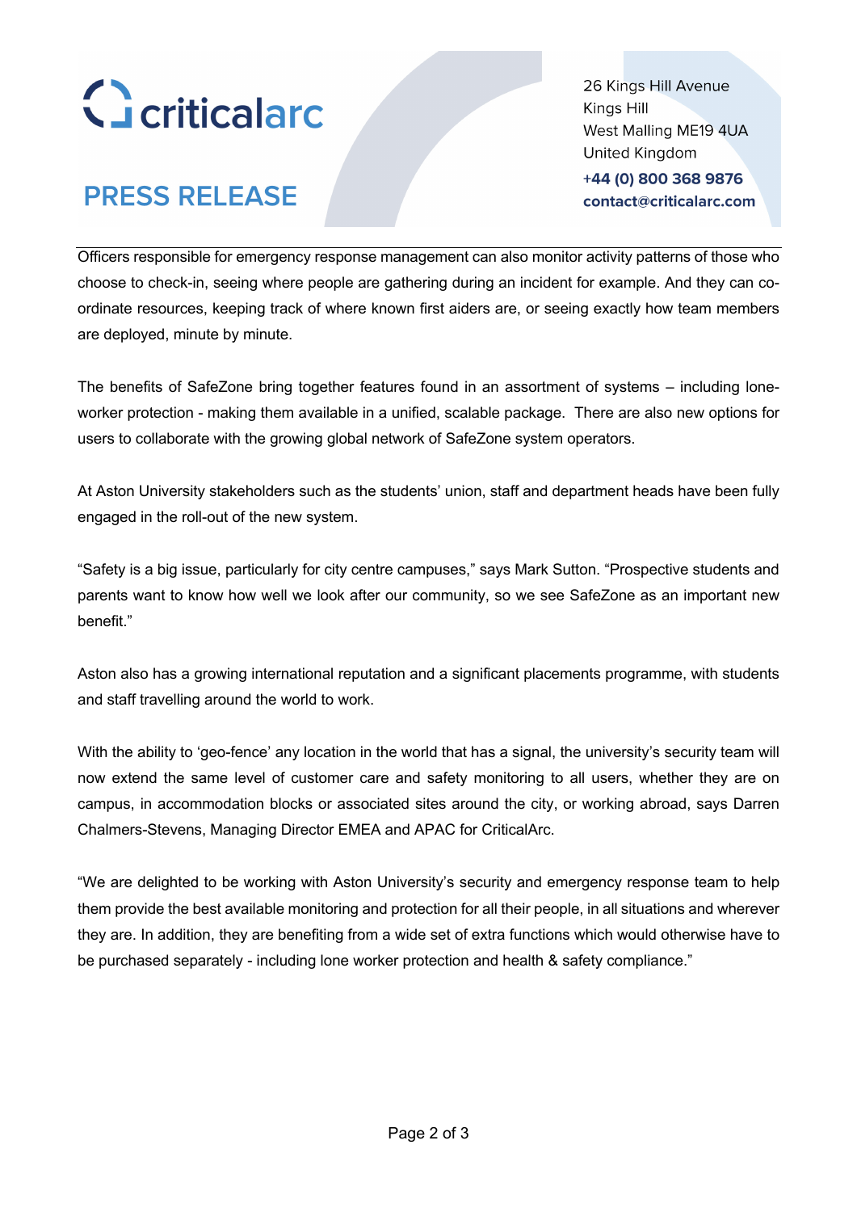Officers responsible for emergency response management can also monitor activity patterns of those who choose to check-in, seeing where people are gathering during an incident for example. And they can co-ordinate resources, keeping track of where known first aiders are, or seeing exactly how team members are deployed, minute by minute.

The benefits of SafeZone bring together features found in an assortment of systems – including lone-worker protection - making them available in a unified, scalable package. There are also new options for users to collaborate with the growing global network of SafeZone system operators.

At Aston University stakeholders such as the students' union, staff and department heads have been fully engaged in the roll-out of the new system.

"Safety is a big issue, particularly for city centre campuses," says Mark Sutton. "Prospective students and parents want to know how well we look after our community, so we see SafeZone as an important new benefit."

Aston also has a growing international reputation and a significant placements programme, with students and staff travelling around the world to work.

With the ability to 'geo-fence' any location in the world that has a signal, the university's security team will now extend the same level of customer care and safety monitoring to all users, whether they are on campus, in accommodation blocks or associated sites around the city, or working abroad, says Darren Chalmers-Stevens, Managing Director EMEA and APAC for CriticalArc.

"We are delighted to be working with Aston University's security and emergency response team to help them provide the best available monitoring and protection for all their people, in all situations and wherever they are. In addition, they are benefiting from a wide set of extra functions which would otherwise have to be purchased separately - including lone worker protection and health & safety compliance."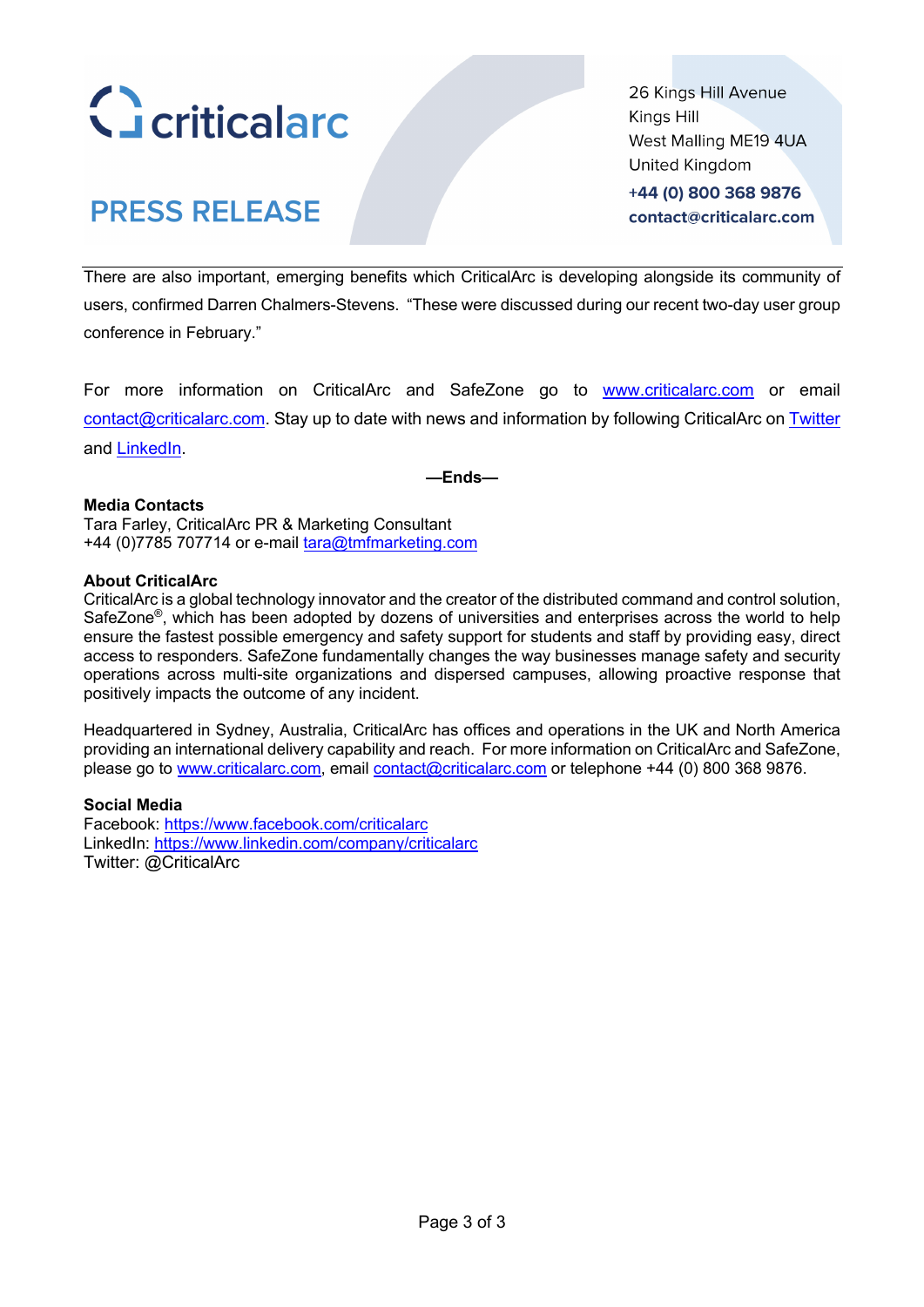There are also important, emerging benefits which CriticalArc is developing alongside its community of users, confirmed Darren Chalmers-Stevens. "These were discussed during our recent two-day user group conference in February."

For more information on CriticalArc and SafeZone go to www.criticalarc.com or email contact@criticalarc.com. Stay up to date with news and information by following CriticalArc on Twitter and LinkedIn.

**—Ends—**

**Media Contacts**
Tara Farley, CriticalArc PR & Marketing Consultant
+44 (0)7785 707714 or e-mail tara@tmfmarketing.com

**About CriticalArc**
CriticalArc is a global technology innovator and the creator of the distributed command and control solution, SafeZone®, which has been adopted by dozens of universities and enterprises across the world to help ensure the fastest possible emergency and safety support for students and staff by providing easy, direct access to responders. SafeZone fundamentally changes the way businesses manage safety and security operations across multi-site organizations and dispersed campuses, allowing proactive response that positively impacts the outcome of any incident.

Headquartered in Sydney, Australia, CriticalArc has offices and operations in the UK and North America providing an international delivery capability and reach. For more information on CriticalArc and SafeZone, please go to www.criticalarc.com, email contact@criticalarc.com or telephone +44 (0) 800 368 9876.

**Social Media**
Facebook: https://www.facebook.com/criticalarc
LinkedIn: https://www.linkedin.com/company/criticalarc
Twitter: @CriticalArc